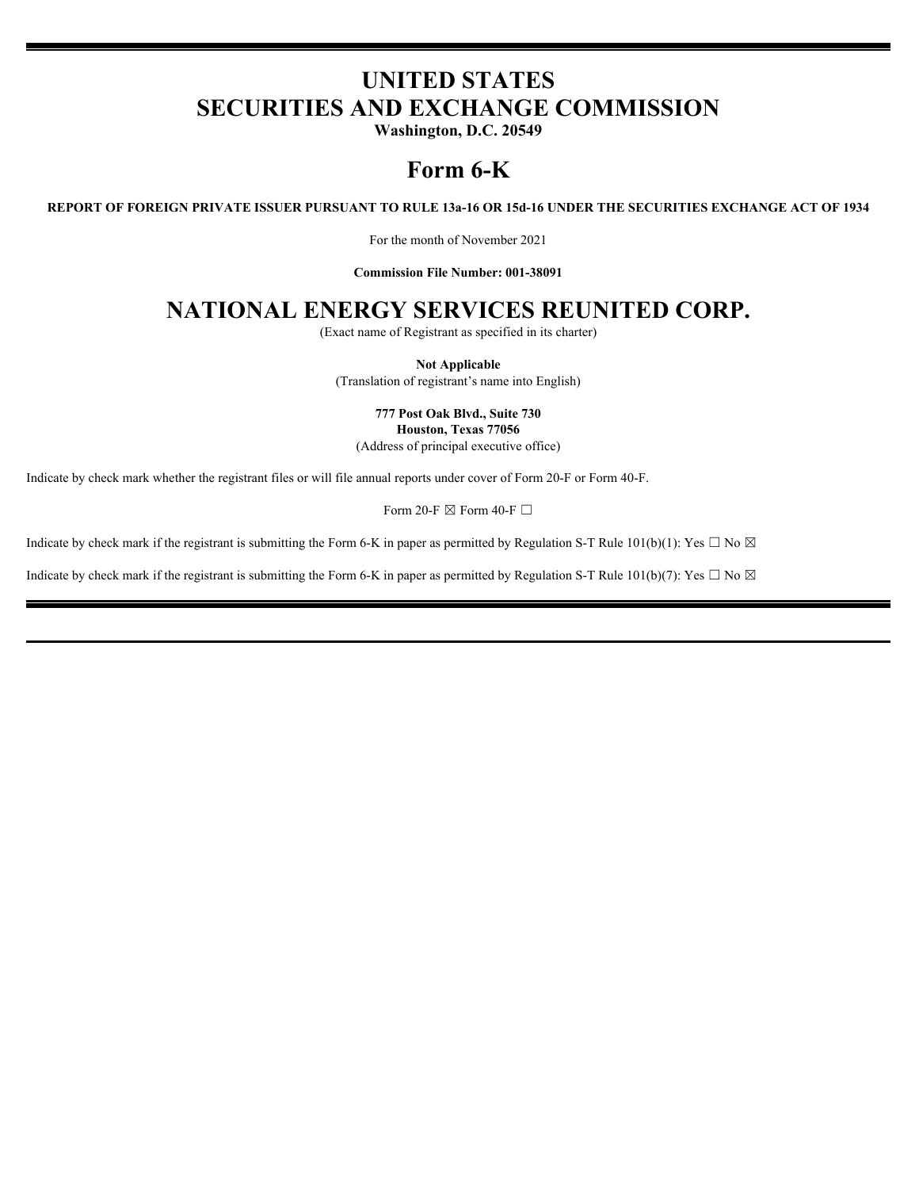# UNITED STATES
# SECURITIES AND EXCHANGE COMMISSION

**Washington, D.C. 20549**

# Form 6-K

**REPORT OF FOREIGN PRIVATE ISSUER PURSUANT TO RULE 13a-16 OR 15d-16 UNDER THE SECURITIES EXCHANGE ACT OF 1934**

For the month of November 2021

**Commission File Number: 001-38091**

# NATIONAL ENERGY SERVICES REUNITED CORP.

(Exact name of Registrant as specified in its charter)

**Not Applicable**
(Translation of registrant's name into English)

**777 Post Oak Blvd., Suite 730**
**Houston, Texas 77056**
(Address of principal executive office)

Indicate by check mark whether the registrant files or will file annual reports under cover of Form 20-F or Form 40-F.

Form 20-F ☒ Form 40-F ☐

Indicate by check mark if the registrant is submitting the Form 6-K in paper as permitted by Regulation S-T Rule 101(b)(1): Yes ☐ No ☒

Indicate by check mark if the registrant is submitting the Form 6-K in paper as permitted by Regulation S-T Rule 101(b)(7): Yes ☐ No ☒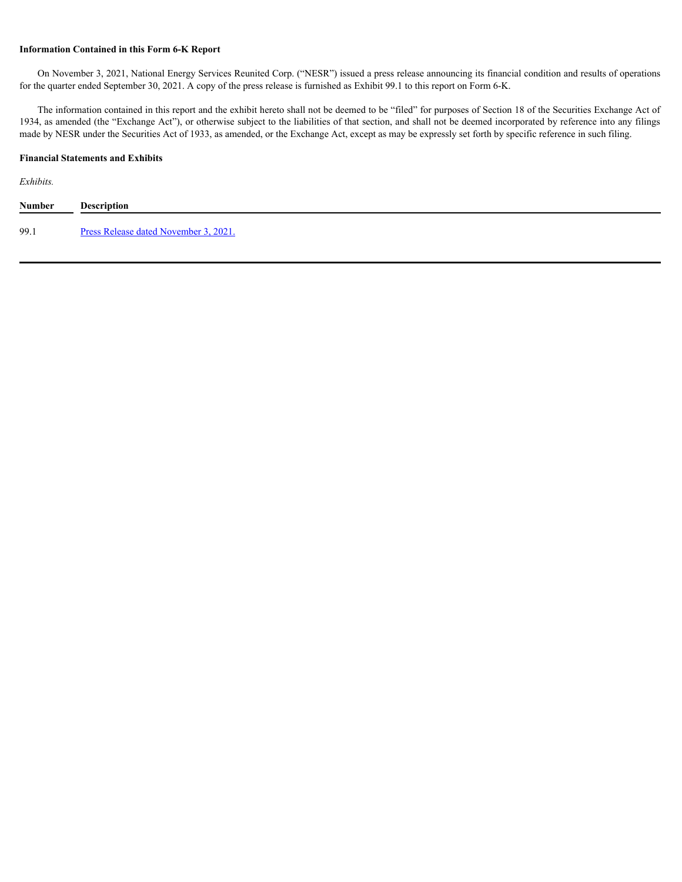**Information Contained in this Form 6-K Report**

On November 3, 2021, National Energy Services Reunited Corp. ("NESR") issued a press release announcing its financial condition and results of operations for the quarter ended September 30, 2021. A copy of the press release is furnished as Exhibit 99.1 to this report on Form 6-K.

The information contained in this report and the exhibit hereto shall not be deemed to be "filed" for purposes of Section 18 of the Securities Exchange Act of 1934, as amended (the "Exchange Act"), or otherwise subject to the liabilities of that section, and shall not be deemed incorporated by reference into any filings made by NESR under the Securities Act of 1933, as amended, or the Exchange Act, except as may be expressly set forth by specific reference in such filing.

**Financial Statements and Exhibits**

*Exhibits.*

| Number | Description |
| --- | --- |
| 99.1 | Press Release dated November 3, 2021. |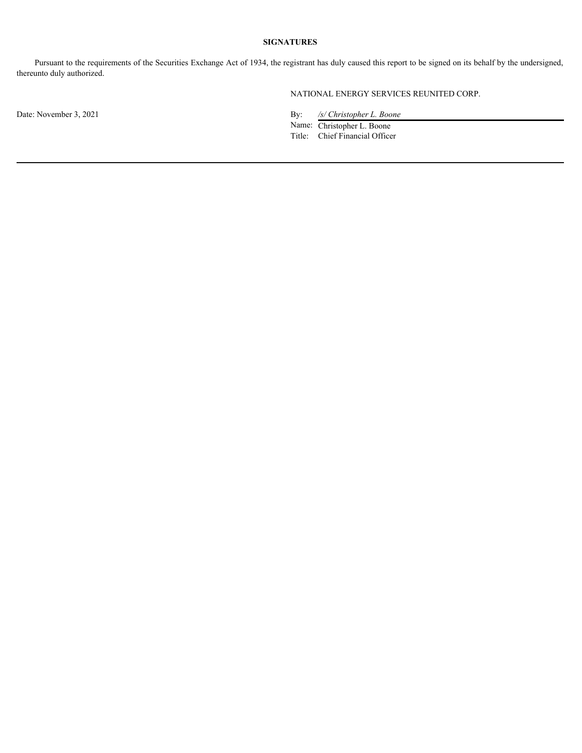**SIGNATURES**

Pursuant to the requirements of the Securities Exchange Act of 1934, the registrant has duly caused this report to be signed on its behalf by the undersigned, thereunto duly authorized.

NATIONAL ENERGY SERVICES REUNITED CORP.

Date: November 3, 2021

By: */s/ Christopher L. Boone*

Name: Christopher L. Boone

Title: Chief Financial Officer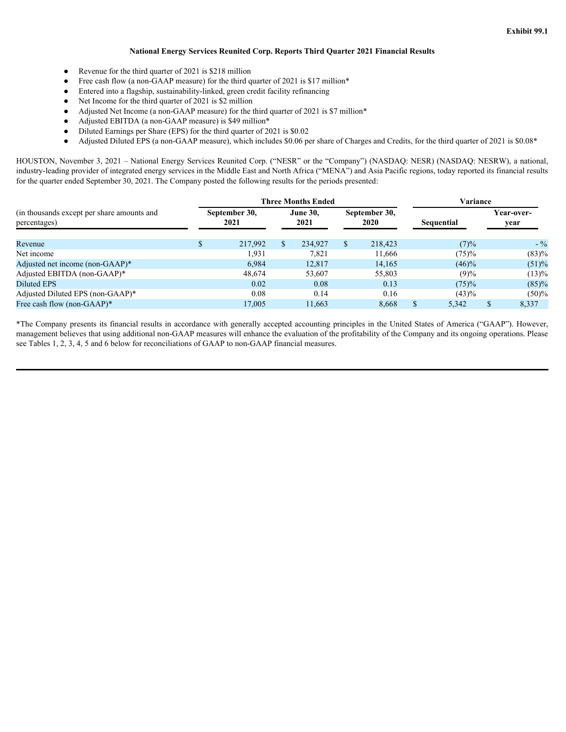**Exhibit 99.1**

# National Energy Services Reunited Corp. Reports Third Quarter 2021 Financial Results

- Revenue for the third quarter of 2021 is $218 million
- Free cash flow (a non-GAAP measure) for the third quarter of 2021 is $17 million*
- Entered into a flagship, sustainability-linked, green credit facility refinancing
- Net Income for the third quarter of 2021 is $2 million
- Adjusted Net Income (a non-GAAP measure) for the third quarter of 2021 is $7 million*
- Adjusted EBITDA (a non-GAAP measure) is $49 million*
- Diluted Earnings per Share (EPS) for the third quarter of 2021 is $0.02
- Adjusted Diluted EPS (a non-GAAP measure), which includes $0.06 per share of Charges and Credits, for the third quarter of 2021 is $0.08*

HOUSTON, November 3, 2021 – National Energy Services Reunited Corp. ("NESR" or the "Company") (NASDAQ: NESR) (NASDAQ: NESRW), a national, industry-leading provider of integrated energy services in the Middle East and North Africa ("MENA") and Asia Pacific regions, today reported its financial results for the quarter ended September 30, 2021. The Company posted the following results for the periods presented:

| (in thousands except per share amounts and percentages) | Three Months Ended | | | Variance | |
|---|---|---|---|---|---|
| | September 30, 2021 | June 30, 2021 | September 30, 2020 | Sequential | Year-over-year |
| Revenue | $ 217,992 | $ 234,927 | $ 218,423 | (7)% | - % |
| Net income | 1,931 | 7,821 | 11,666 | (75)% | (83)% |
| Adjusted net income (non-GAAP)* | 6,984 | 12,817 | 14,165 | (46)% | (51)% |
| Adjusted EBITDA (non-GAAP)* | 48,674 | 53,607 | 55,803 | (9)% | (13)% |
| Diluted EPS | 0.02 | 0.08 | 0.13 | (75)% | (85)% |
| Adjusted Diluted EPS (non-GAAP)* | 0.08 | 0.14 | 0.16 | (43)% | (50)% |
| Free cash flow (non-GAAP)* | 17,005 | 11,663 | 8,668 | $ 5,342 | $ 8,337 |

*The Company presents its financial results in accordance with generally accepted accounting principles in the United States of America ("GAAP"). However, management believes that using additional non-GAAP measures will enhance the evaluation of the profitability of the Company and its ongoing operations. Please see Tables 1, 2, 3, 4, 5 and 6 below for reconciliations of GAAP to non-GAAP financial measures.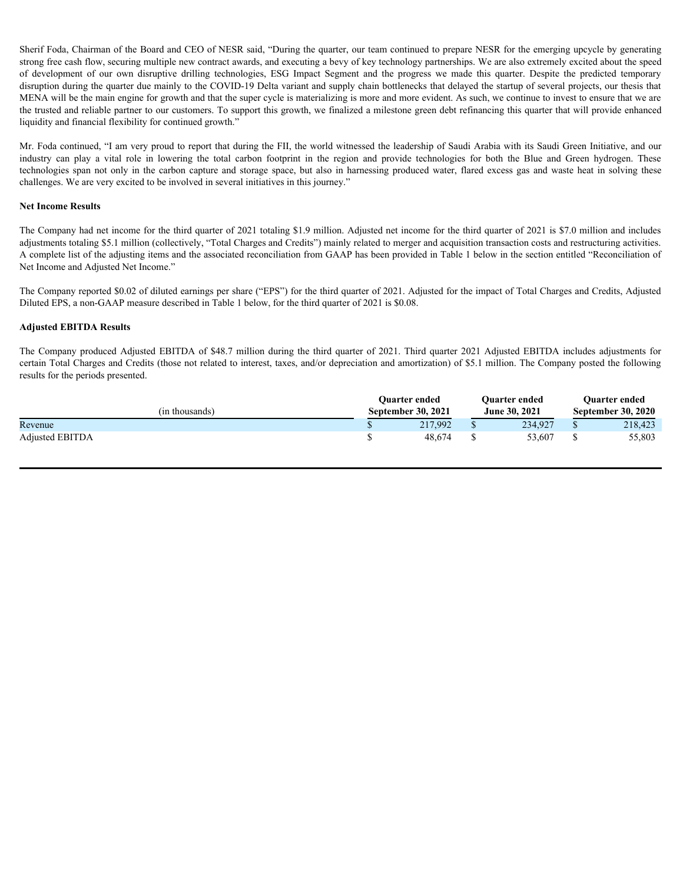Sherif Foda, Chairman of the Board and CEO of NESR said, "During the quarter, our team continued to prepare NESR for the emerging upcycle by generating strong free cash flow, securing multiple new contract awards, and executing a bevy of key technology partnerships. We are also extremely excited about the speed of development of our own disruptive drilling technologies, ESG Impact Segment and the progress we made this quarter. Despite the predicted temporary disruption during the quarter due mainly to the COVID-19 Delta variant and supply chain bottlenecks that delayed the startup of several projects, our thesis that MENA will be the main engine for growth and that the super cycle is materializing is more and more evident. As such, we continue to invest to ensure that we are the trusted and reliable partner to our customers. To support this growth, we finalized a milestone green debt refinancing this quarter that will provide enhanced liquidity and financial flexibility for continued growth."

Mr. Foda continued, "I am very proud to report that during the FII, the world witnessed the leadership of Saudi Arabia with its Saudi Green Initiative, and our industry can play a vital role in lowering the total carbon footprint in the region and provide technologies for both the Blue and Green hydrogen. These technologies span not only in the carbon capture and storage space, but also in harnessing produced water, flared excess gas and waste heat in solving these challenges. We are very excited to be involved in several initiatives in this journey."

**Net Income Results**

The Company had net income for the third quarter of 2021 totaling $1.9 million. Adjusted net income for the third quarter of 2021 is $7.0 million and includes adjustments totaling $5.1 million (collectively, "Total Charges and Credits") mainly related to merger and acquisition transaction costs and restructuring activities. A complete list of the adjusting items and the associated reconciliation from GAAP has been provided in Table 1 below in the section entitled "Reconciliation of Net Income and Adjusted Net Income."

The Company reported $0.02 of diluted earnings per share ("EPS") for the third quarter of 2021. Adjusted for the impact of Total Charges and Credits, Adjusted Diluted EPS, a non-GAAP measure described in Table 1 below, for the third quarter of 2021 is $0.08.

**Adjusted EBITDA Results**

The Company produced Adjusted EBITDA of $48.7 million during the third quarter of 2021. Third quarter 2021 Adjusted EBITDA includes adjustments for certain Total Charges and Credits (those not related to interest, taxes, and/or depreciation and amortization) of $5.1 million. The Company posted the following results for the periods presented.

| (in thousands) | Quarter ended September 30, 2021 | Quarter ended June 30, 2021 | Quarter ended September 30, 2020 |
|---|---|---|---|
| Revenue | $ 217,992 | $ 234,927 | $ 218,423 |
| Adjusted EBITDA | $ 48,674 | $ 53,607 | $ 55,803 |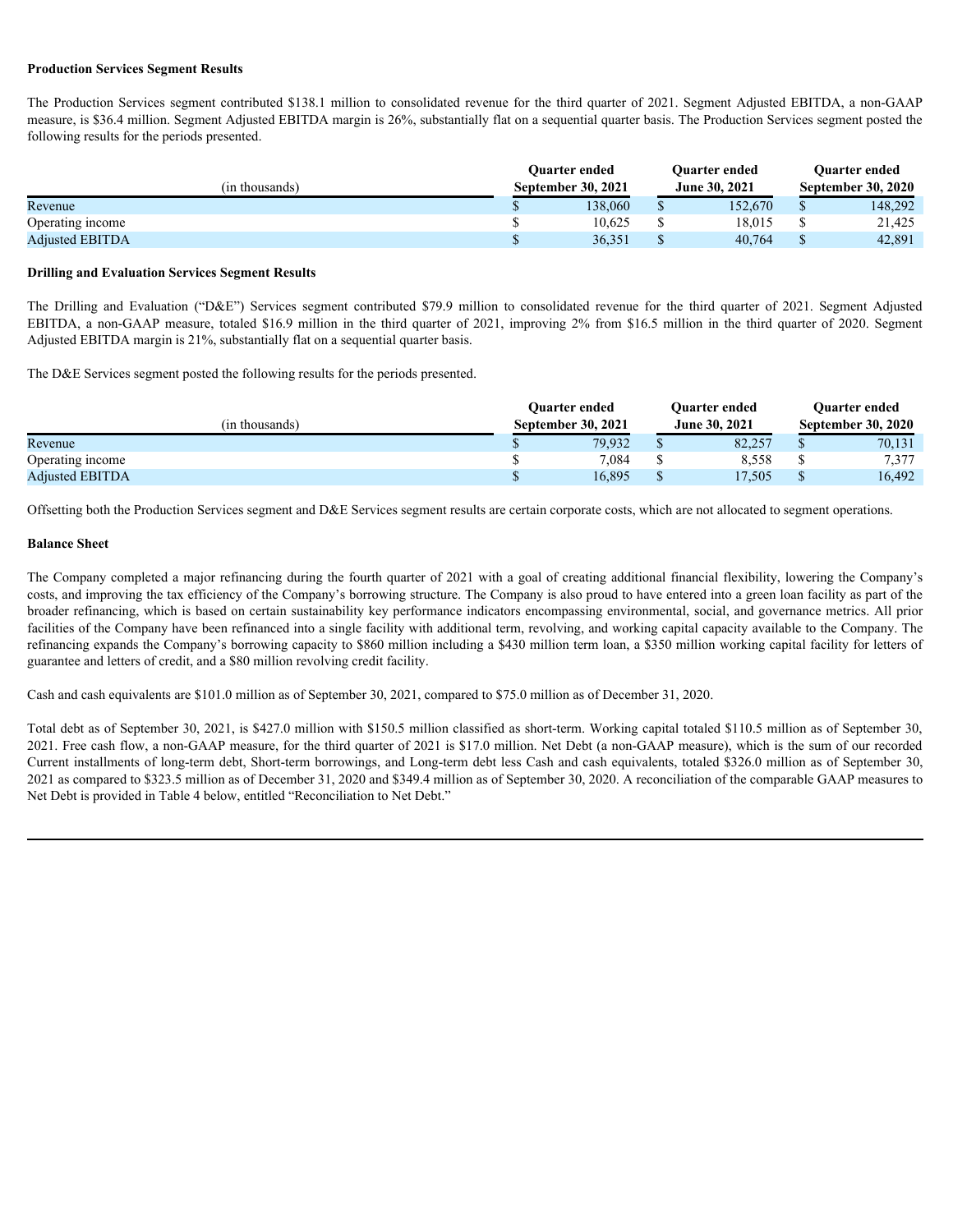**Production Services Segment Results**

The Production Services segment contributed $138.1 million to consolidated revenue for the third quarter of 2021. Segment Adjusted EBITDA, a non-GAAP measure, is $36.4 million. Segment Adjusted EBITDA margin is 26%, substantially flat on a sequential quarter basis. The Production Services segment posted the following results for the periods presented.

| (in thousands) | Quarter ended September 30, 2021 | Quarter ended June 30, 2021 | Quarter ended September 30, 2020 |
|---|---|---|---|
| Revenue | $ 138,060 | $ 152,670 | $ 148,292 |
| Operating income | $ 10,625 | $ 18,015 | $ 21,425 |
| Adjusted EBITDA | $ 36,351 | $ 40,764 | $ 42,891 |

**Drilling and Evaluation Services Segment Results**

The Drilling and Evaluation ("D&E") Services segment contributed $79.9 million to consolidated revenue for the third quarter of 2021. Segment Adjusted EBITDA, a non-GAAP measure, totaled $16.9 million in the third quarter of 2021, improving 2% from $16.5 million in the third quarter of 2020. Segment Adjusted EBITDA margin is 21%, substantially flat on a sequential quarter basis.

The D&E Services segment posted the following results for the periods presented.

| (in thousands) | Quarter ended September 30, 2021 | Quarter ended June 30, 2021 | Quarter ended September 30, 2020 |
|---|---|---|---|
| Revenue | $ 79,932 | $ 82,257 | $ 70,131 |
| Operating income | $ 7,084 | $ 8,558 | $ 7,377 |
| Adjusted EBITDA | $ 16,895 | $ 17,505 | $ 16,492 |

Offsetting both the Production Services segment and D&E Services segment results are certain corporate costs, which are not allocated to segment operations.

**Balance Sheet**

The Company completed a major refinancing during the fourth quarter of 2021 with a goal of creating additional financial flexibility, lowering the Company's costs, and improving the tax efficiency of the Company's borrowing structure. The Company is also proud to have entered into a green loan facility as part of the broader refinancing, which is based on certain sustainability key performance indicators encompassing environmental, social, and governance metrics. All prior facilities of the Company have been refinanced into a single facility with additional term, revolving, and working capital capacity available to the Company. The refinancing expands the Company's borrowing capacity to $860 million including a $430 million term loan, a $350 million working capital facility for letters of guarantee and letters of credit, and a $80 million revolving credit facility.

Cash and cash equivalents are $101.0 million as of September 30, 2021, compared to $75.0 million as of December 31, 2020.

Total debt as of September 30, 2021, is $427.0 million with $150.5 million classified as short-term. Working capital totaled $110.5 million as of September 30, 2021. Free cash flow, a non-GAAP measure, for the third quarter of 2021 is $17.0 million. Net Debt (a non-GAAP measure), which is the sum of our recorded Current installments of long-term debt, Short-term borrowings, and Long-term debt less Cash and cash equivalents, totaled $326.0 million as of September 30, 2021 as compared to $323.5 million as of December 31, 2020 and $349.4 million as of September 30, 2020. A reconciliation of the comparable GAAP measures to Net Debt is provided in Table 4 below, entitled "Reconciliation to Net Debt."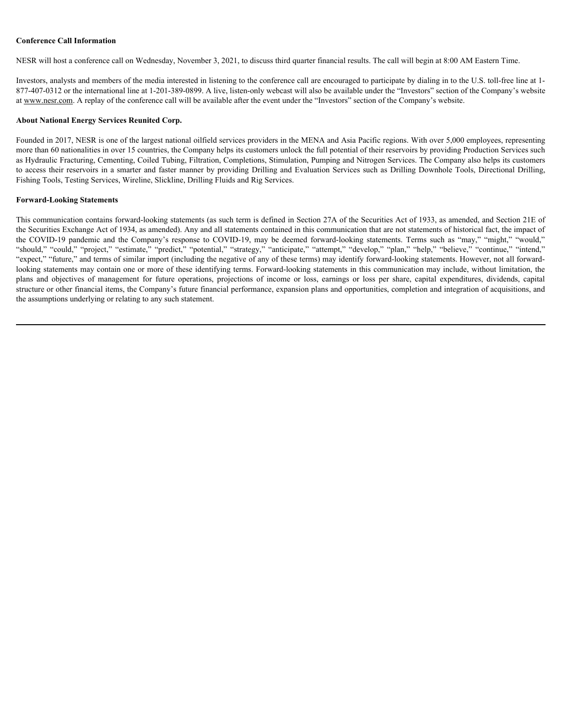**Conference Call Information**

NESR will host a conference call on Wednesday, November 3, 2021, to discuss third quarter financial results. The call will begin at 8:00 AM Eastern Time.

Investors, analysts and members of the media interested in listening to the conference call are encouraged to participate by dialing in to the U.S. toll-free line at 1-877-407-0312 or the international line at 1-201-389-0899. A live, listen-only webcast will also be available under the "Investors" section of the Company's website at www.nesr.com. A replay of the conference call will be available after the event under the "Investors" section of the Company's website.

**About National Energy Services Reunited Corp.**

Founded in 2017, NESR is one of the largest national oilfield services providers in the MENA and Asia Pacific regions. With over 5,000 employees, representing more than 60 nationalities in over 15 countries, the Company helps its customers unlock the full potential of their reservoirs by providing Production Services such as Hydraulic Fracturing, Cementing, Coiled Tubing, Filtration, Completions, Stimulation, Pumping and Nitrogen Services. The Company also helps its customers to access their reservoirs in a smarter and faster manner by providing Drilling and Evaluation Services such as Drilling Downhole Tools, Directional Drilling, Fishing Tools, Testing Services, Wireline, Slickline, Drilling Fluids and Rig Services.

**Forward-Looking Statements**

This communication contains forward-looking statements (as such term is defined in Section 27A of the Securities Act of 1933, as amended, and Section 21E of the Securities Exchange Act of 1934, as amended). Any and all statements contained in this communication that are not statements of historical fact, the impact of the COVID-19 pandemic and the Company's response to COVID-19, may be deemed forward-looking statements. Terms such as "may," "might," "would," "should," "could," "project," "estimate," "predict," "potential," "strategy," "anticipate," "attempt," "develop," "plan," "help," "believe," "continue," "intend," "expect," "future," and terms of similar import (including the negative of any of these terms) may identify forward-looking statements. However, not all forward-looking statements may contain one or more of these identifying terms. Forward-looking statements in this communication may include, without limitation, the plans and objectives of management for future operations, projections of income or loss, earnings or loss per share, capital expenditures, dividends, capital structure or other financial items, the Company's future financial performance, expansion plans and opportunities, completion and integration of acquisitions, and the assumptions underlying or relating to any such statement.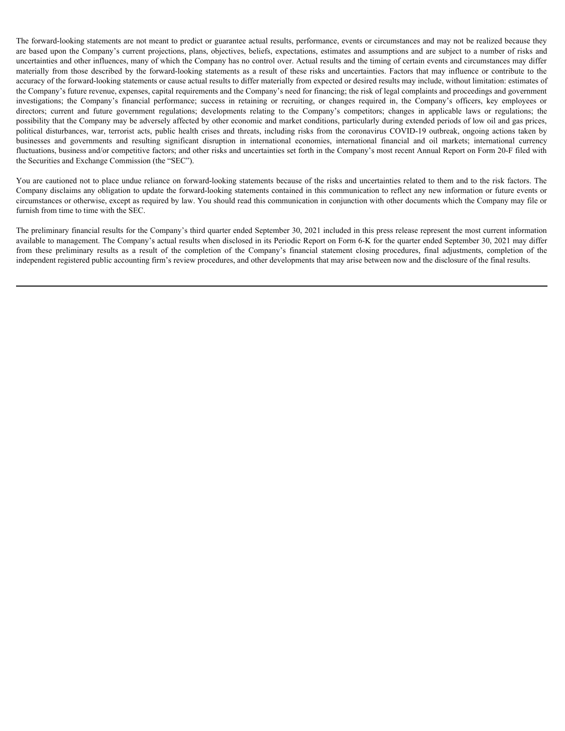The forward-looking statements are not meant to predict or guarantee actual results, performance, events or circumstances and may not be realized because they are based upon the Company's current projections, plans, objectives, beliefs, expectations, estimates and assumptions and are subject to a number of risks and uncertainties and other influences, many of which the Company has no control over. Actual results and the timing of certain events and circumstances may differ materially from those described by the forward-looking statements as a result of these risks and uncertainties. Factors that may influence or contribute to the accuracy of the forward-looking statements or cause actual results to differ materially from expected or desired results may include, without limitation: estimates of the Company's future revenue, expenses, capital requirements and the Company's need for financing; the risk of legal complaints and proceedings and government investigations; the Company's financial performance; success in retaining or recruiting, or changes required in, the Company's officers, key employees or directors; current and future government regulations; developments relating to the Company's competitors; changes in applicable laws or regulations; the possibility that the Company may be adversely affected by other economic and market conditions, particularly during extended periods of low oil and gas prices, political disturbances, war, terrorist acts, public health crises and threats, including risks from the coronavirus COVID-19 outbreak, ongoing actions taken by businesses and governments and resulting significant disruption in international economies, international financial and oil markets; international currency fluctuations, business and/or competitive factors; and other risks and uncertainties set forth in the Company's most recent Annual Report on Form 20-F filed with the Securities and Exchange Commission (the "SEC").

You are cautioned not to place undue reliance on forward-looking statements because of the risks and uncertainties related to them and to the risk factors. The Company disclaims any obligation to update the forward-looking statements contained in this communication to reflect any new information or future events or circumstances or otherwise, except as required by law. You should read this communication in conjunction with other documents which the Company may file or furnish from time to time with the SEC.

The preliminary financial results for the Company's third quarter ended September 30, 2021 included in this press release represent the most current information available to management. The Company's actual results when disclosed in its Periodic Report on Form 6-K for the quarter ended September 30, 2021 may differ from these preliminary results as a result of the completion of the Company's financial statement closing procedures, final adjustments, completion of the independent registered public accounting firm's review procedures, and other developments that may arise between now and the disclosure of the final results.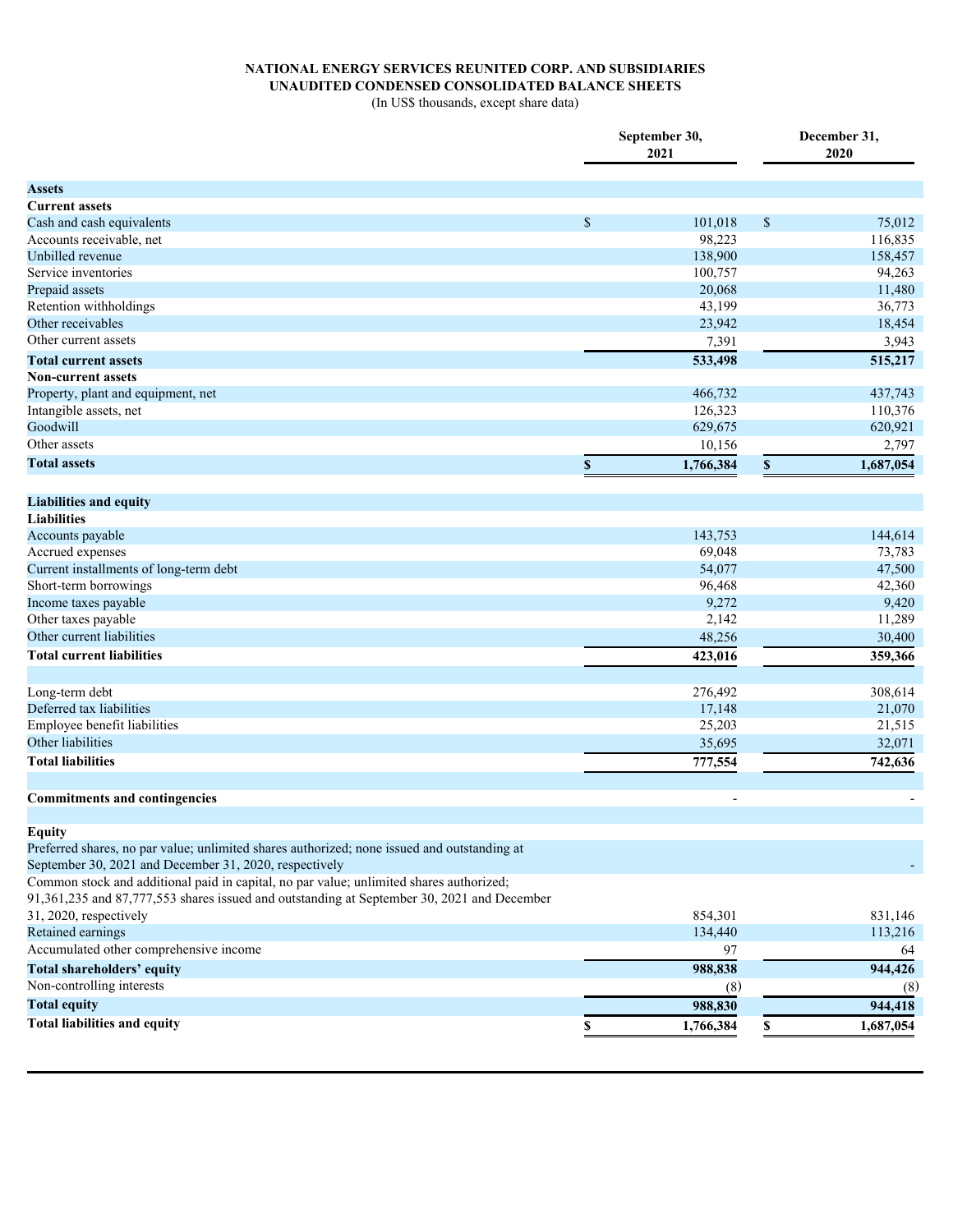**NATIONAL ENERGY SERVICES REUNITED CORP. AND SUBSIDIARIES**
**UNAUDITED CONDENSED CONSOLIDATED BALANCE SHEETS**
(In US$ thousands, except share data)

| | September 30, 2021 | December 31, 2020 |
|---|---|---|
| **Assets** | | |
| **Current assets** | | |
| Cash and cash equivalents | $ 101,018 | $ 75,012 |
| Accounts receivable, net | 98,223 | 116,835 |
| Unbilled revenue | 138,900 | 158,457 |
| Service inventories | 100,757 | 94,263 |
| Prepaid assets | 20,068 | 11,480 |
| Retention withholdings | 43,199 | 36,773 |
| Other receivables | 23,942 | 18,454 |
| Other current assets | 7,391 | 3,943 |
| **Total current assets** | **533,498** | **515,217** |
| **Non-current assets** | | |
| Property, plant and equipment, net | 466,732 | 437,743 |
| Intangible assets, net | 126,323 | 110,376 |
| Goodwill | 629,675 | 620,921 |
| Other assets | 10,156 | 2,797 |
| **Total assets** | **$ 1,766,384** | **$ 1,687,054** |
| | | |
| **Liabilities and equity** | | |
| **Liabilities** | | |
| Accounts payable | 143,753 | 144,614 |
| Accrued expenses | 69,048 | 73,783 |
| Current installments of long-term debt | 54,077 | 47,500 |
| Short-term borrowings | 96,468 | 42,360 |
| Income taxes payable | 9,272 | 9,420 |
| Other taxes payable | 2,142 | 11,289 |
| Other current liabilities | 48,256 | 30,400 |
| **Total current liabilities** | **423,016** | **359,366** |
| | | |
| Long-term debt | 276,492 | 308,614 |
| Deferred tax liabilities | 17,148 | 21,070 |
| Employee benefit liabilities | 25,203 | 21,515 |
| Other liabilities | 35,695 | 32,071 |
| **Total liabilities** | **777,554** | **742,636** |
| | | |
| **Commitments and contingencies** | - | - |
| | | |
| **Equity** | | |
| Preferred shares, no par value; unlimited shares authorized; none issued and outstanding at September 30, 2021 and December 31, 2020, respectively | | - |
| Common stock and additional paid in capital, no par value; unlimited shares authorized; 91,361,235 and 87,777,553 shares issued and outstanding at September 30, 2021 and December 31, 2020, respectively | 854,301 | 831,146 |
| Retained earnings | 134,440 | 113,216 |
| Accumulated other comprehensive income | 97 | 64 |
| **Total shareholders' equity** | **988,838** | **944,426** |
| Non-controlling interests | (8) | (8) |
| **Total equity** | **988,830** | **944,418** |
| **Total liabilities and equity** | **$ 1,766,384** | **$ 1,687,054** |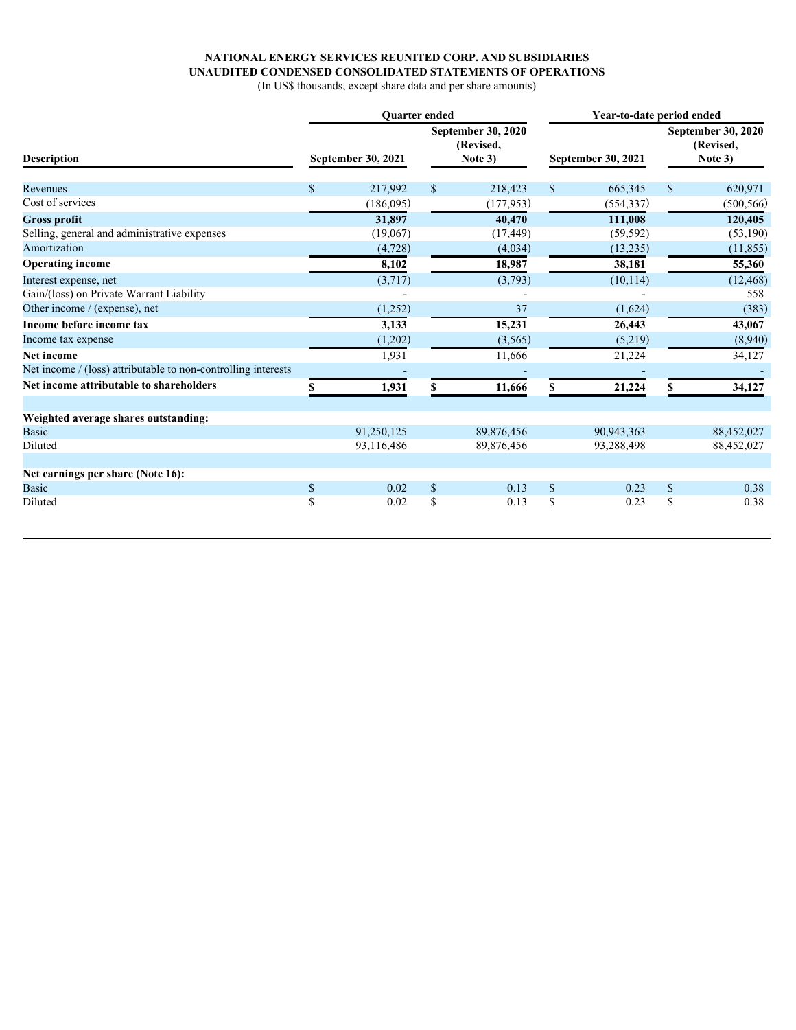**NATIONAL ENERGY SERVICES REUNITED CORP. AND SUBSIDIARIES**
**UNAUDITED CONDENSED CONSOLIDATED STATEMENTS OF OPERATIONS**
(In US$ thousands, except share data and per share amounts)

| Description | Quarter ended September 30, 2021 | Quarter ended September 30, 2020 (Revised, Note 3) | Year-to-date period ended September 30, 2021 | Year-to-date period ended September 30, 2020 (Revised, Note 3) |
|---|---|---|---|---|
| Revenues | $ 217,992 | $ 218,423 | $ 665,345 | $ 620,971 |
| Cost of services | (186,095) | (177,953) | (554,337) | (500,566) |
| **Gross profit** | **31,897** | **40,470** | **111,008** | **120,405** |
| Selling, general and administrative expenses | (19,067) | (17,449) | (59,592) | (53,190) |
| Amortization | (4,728) | (4,034) | (13,235) | (11,855) |
| **Operating income** | **8,102** | **18,987** | **38,181** | **55,360** |
| Interest expense, net | (3,717) | (3,793) | (10,114) | (12,468) |
| Gain/(loss) on Private Warrant Liability | - | - | - | 558 |
| Other income / (expense), net | (1,252) | 37 | (1,624) | (383) |
| **Income before income tax** | **3,133** | **15,231** | **26,443** | **43,067** |
| Income tax expense | (1,202) | (3,565) | (5,219) | (8,940) |
| **Net income** | 1,931 | 11,666 | 21,224 | 34,127 |
| Net income / (loss) attributable to non-controlling interests | - | - | - | - |
| **Net income attributable to shareholders** | **$ 1,931** | **$ 11,666** | **$ 21,224** | **$ 34,127** |
| | | | | |
| **Weighted average shares outstanding:** | | | | |
| Basic | 91,250,125 | 89,876,456 | 90,943,363 | 88,452,027 |
| Diluted | 93,116,486 | 89,876,456 | 93,288,498 | 88,452,027 |
| | | | | |
| **Net earnings per share (Note 16):** | | | | |
| Basic | $ 0.02 | $ 0.13 | $ 0.23 | $ 0.38 |
| Diluted | $ 0.02 | $ 0.13 | $ 0.23 | $ 0.38 |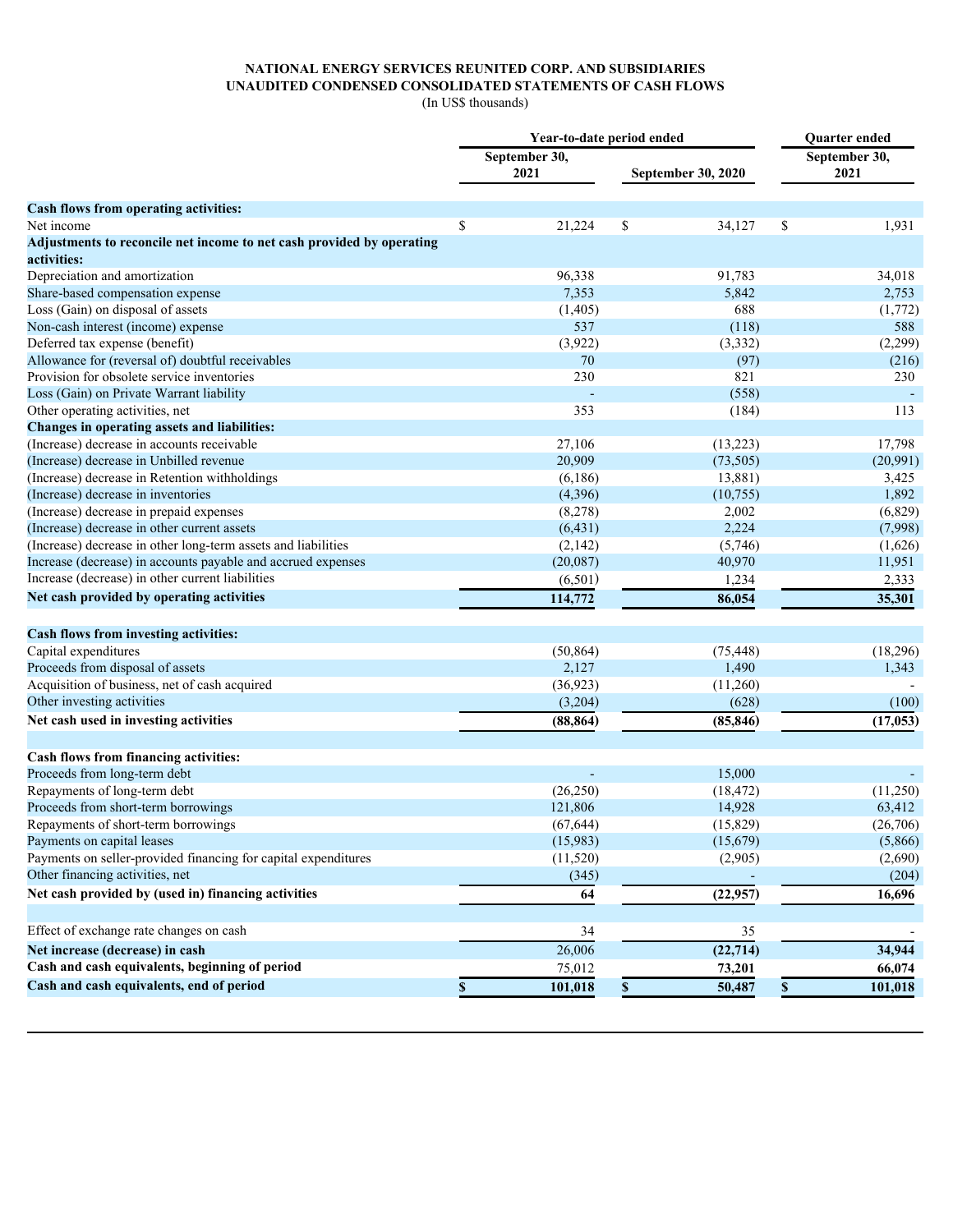# NATIONAL ENERGY SERVICES REUNITED CORP. AND SUBSIDIARIES
## UNAUDITED CONDENSED CONSOLIDATED STATEMENTS OF CASH FLOWS
(In US$ thousands)

| | Year-to-date period ended | | Quarter ended |
|---|---|---|---|
| | September 30, 2021 | September 30, 2020 | September 30, 2021 |
| **Cash flows from operating activities:** | | | |
| Net income | $ 21,224 | $ 34,127 | $ 1,931 |
| **Adjustments to reconcile net income to net cash provided by operating activities:** | | | |
| Depreciation and amortization | 96,338 | 91,783 | 34,018 |
| Share-based compensation expense | 7,353 | 5,842 | 2,753 |
| Loss (Gain) on disposal of assets | (1,405) | 688 | (1,772) |
| Non-cash interest (income) expense | 537 | (118) | 588 |
| Deferred tax expense (benefit) | (3,922) | (3,332) | (2,299) |
| Allowance for (reversal of) doubtful receivables | 70 | (97) | (216) |
| Provision for obsolete service inventories | 230 | 821 | 230 |
| Loss (Gain) on Private Warrant liability | - | (558) | - |
| Other operating activities, net | 353 | (184) | 113 |
| **Changes in operating assets and liabilities:** | | | |
| (Increase) decrease in accounts receivable | 27,106 | (13,223) | 17,798 |
| (Increase) decrease in Unbilled revenue | 20,909 | (73,505) | (20,991) |
| (Increase) decrease in Retention withholdings | (6,186) | 13,881) | 3,425 |
| (Increase) decrease in inventories | (4,396) | (10,755) | 1,892 |
| (Increase) decrease in prepaid expenses | (8,278) | 2,002 | (6,829) |
| (Increase) decrease in other current assets | (6,431) | 2,224 | (7,998) |
| (Increase) decrease in other long-term assets and liabilities | (2,142) | (5,746) | (1,626) |
| Increase (decrease) in accounts payable and accrued expenses | (20,087) | 40,970 | 11,951 |
| Increase (decrease) in other current liabilities | (6,501) | 1,234 | 2,333 |
| **Net cash provided by operating activities** | **114,772** | **86,054** | **35,301** |
| **Cash flows from investing activities:** | | | |
| Capital expenditures | (50,864) | (75,448) | (18,296) |
| Proceeds from disposal of assets | 2,127 | 1,490 | 1,343 |
| Acquisition of business, net of cash acquired | (36,923) | (11,260) | - |
| Other investing activities | (3,204) | (628) | (100) |
| **Net cash used in investing activities** | **(88,864)** | **(85,846)** | **(17,053)** |
| **Cash flows from financing activities:** | | | |
| Proceeds from long-term debt | - | 15,000 | - |
| Repayments of long-term debt | (26,250) | (18,472) | (11,250) |
| Proceeds from short-term borrowings | 121,806 | 14,928 | 63,412 |
| Repayments of short-term borrowings | (67,644) | (15,829) | (26,706) |
| Payments on capital leases | (15,983) | (15,679) | (5,866) |
| Payments on seller-provided financing for capital expenditures | (11,520) | (2,905) | (2,690) |
| Other financing activities, net | (345) | - | (204) |
| **Net cash provided by (used in) financing activities** | **64** | **(22,957)** | **16,696** |
| Effect of exchange rate changes on cash | 34 | 35 | - |
| **Net increase (decrease) in cash** | 26,006 | **(22,714)** | **34,944** |
| **Cash and cash equivalents, beginning of period** | 75,012 | **73,201** | **66,074** |
| **Cash and cash equivalents, end of period** | **$ 101,018** | **$ 50,487** | **$ 101,018** |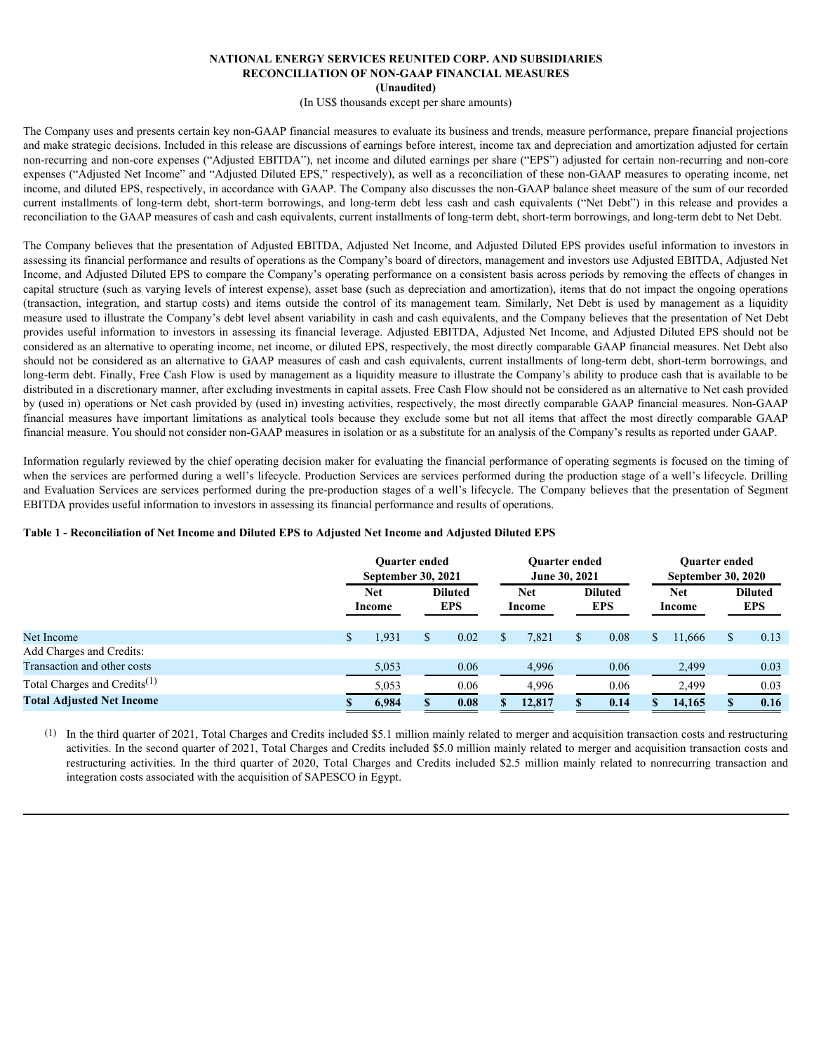**NATIONAL ENERGY SERVICES REUNITED CORP. AND SUBSIDIARIES**
**RECONCILIATION OF NON-GAAP FINANCIAL MEASURES**
**(Unaudited)**
(In US$ thousands except per share amounts)

The Company uses and presents certain key non-GAAP financial measures to evaluate its business and trends, measure performance, prepare financial projections and make strategic decisions. Included in this release are discussions of earnings before interest, income tax and depreciation and amortization adjusted for certain non-recurring and non-core expenses ("Adjusted EBITDA"), net income and diluted earnings per share ("EPS") adjusted for certain non-recurring and non-core expenses ("Adjusted Net Income" and "Adjusted Diluted EPS," respectively), as well as a reconciliation of these non-GAAP measures to operating income, net income, and diluted EPS, respectively, in accordance with GAAP. The Company also discusses the non-GAAP balance sheet measure of the sum of our recorded current installments of long-term debt, short-term borrowings, and long-term debt less cash and cash equivalents ("Net Debt") in this release and provides a reconciliation to the GAAP measures of cash and cash equivalents, current installments of long-term debt, short-term borrowings, and long-term debt to Net Debt.

The Company believes that the presentation of Adjusted EBITDA, Adjusted Net Income, and Adjusted Diluted EPS provides useful information to investors in assessing its financial performance and results of operations as the Company's board of directors, management and investors use Adjusted EBITDA, Adjusted Net Income, and Adjusted Diluted EPS to compare the Company's operating performance on a consistent basis across periods by removing the effects of changes in capital structure (such as varying levels of interest expense), asset base (such as depreciation and amortization), items that do not impact the ongoing operations (transaction, integration, and startup costs) and items outside the control of its management team. Similarly, Net Debt is used by management as a liquidity measure used to illustrate the Company's debt level absent variability in cash and cash equivalents, and the Company believes that the presentation of Net Debt provides useful information to investors in assessing its financial leverage. Adjusted EBITDA, Adjusted Net Income, and Adjusted Diluted EPS should not be considered as an alternative to operating income, net income, or diluted EPS, respectively, the most directly comparable GAAP financial measures. Net Debt also should not be considered as an alternative to GAAP measures of cash and cash equivalents, current installments of long-term debt, short-term borrowings, and long-term debt. Finally, Free Cash Flow is used by management as a liquidity measure to illustrate the Company's ability to produce cash that is available to be distributed in a discretionary manner, after excluding investments in capital assets. Free Cash Flow should not be considered as an alternative to Net cash provided by (used in) operations or Net cash provided by (used in) investing activities, respectively, the most directly comparable GAAP financial measures. Non-GAAP financial measures have important limitations as analytical tools because they exclude some but not all items that affect the most directly comparable GAAP financial measure. You should not consider non-GAAP measures in isolation or as a substitute for an analysis of the Company's results as reported under GAAP.

Information regularly reviewed by the chief operating decision maker for evaluating the financial performance of operating segments is focused on the timing of when the services are performed during a well's lifecycle. Production Services are services performed during the production stage of a well's lifecycle. Drilling and Evaluation Services are services performed during the pre-production stages of a well's lifecycle. The Company believes that the presentation of Segment EBITDA provides useful information to investors in assessing its financial performance and results of operations.

**Table 1 - Reconciliation of Net Income and Diluted EPS to Adjusted Net Income and Adjusted Diluted EPS**

| | Quarter ended September 30, 2021 | | Quarter ended June 30, 2021 | | Quarter ended September 30, 2020 | |
|---|---|---|---|---|---|---|
| | Net Income | Diluted EPS | Net Income | Diluted EPS | Net Income | Diluted EPS |
| Net Income | $ 1,931 | $ 0.02 | $ 7,821 | $ 0.08 | $ 11,666 | $ 0.13 |
| Add Charges and Credits: | | | | | | |
| Transaction and other costs | 5,053 | 0.06 | 4,996 | 0.06 | 2,499 | 0.03 |
| Total Charges and Credits[(1)] | 5,053 | 0.06 | 4,996 | 0.06 | 2,499 | 0.03 |
| **Total Adjusted Net Income** | **$ 6,984** | **$ 0.08** | **$ 12,817** | **$ 0.14** | **$ 14,165** | **$ 0.16** |

(1) In the third quarter of 2021, Total Charges and Credits included $5.1 million mainly related to merger and acquisition transaction costs and restructuring activities. In the second quarter of 2021, Total Charges and Credits included $5.0 million mainly related to merger and acquisition transaction costs and restructuring activities. In the third quarter of 2020, Total Charges and Credits included $2.5 million mainly related to nonrecurring transaction and integration costs associated with the acquisition of SAPESCO in Egypt.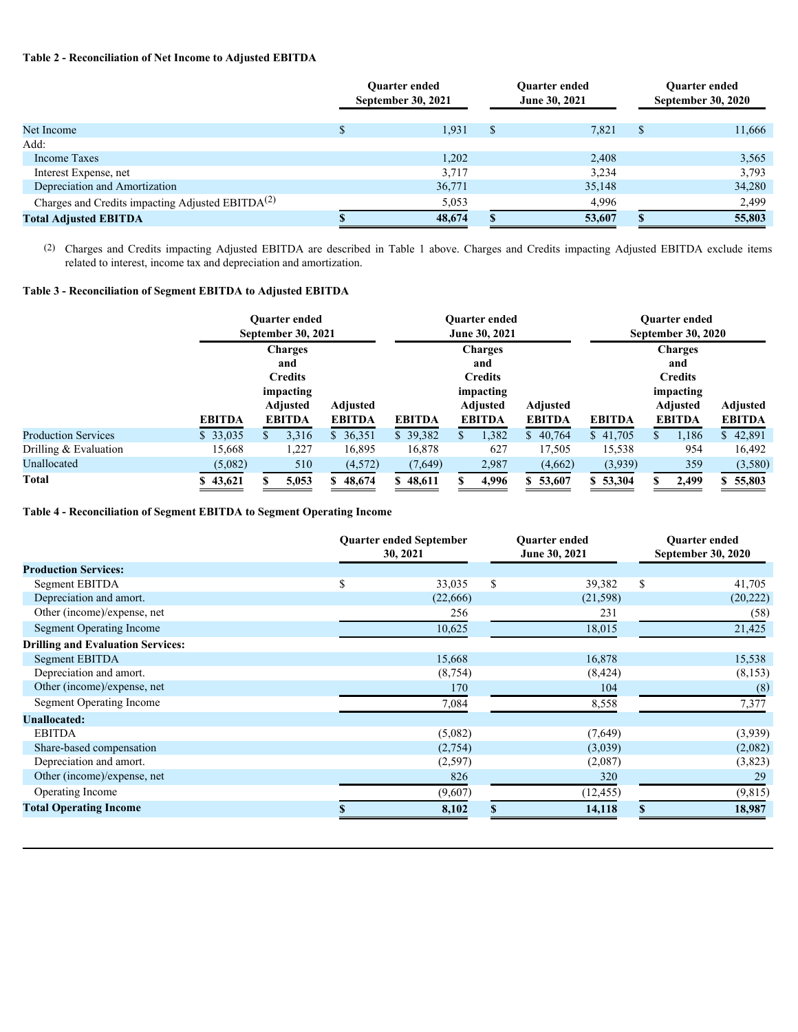**Table 2 - Reconciliation of Net Income to Adjusted EBITDA**

| | Quarter ended September 30, 2021 | Quarter ended June 30, 2021 | Quarter ended September 30, 2020 |
|---|---|---|---|
| Net Income | $ 1,931 | $ 7,821 | $ 11,666 |
| Add: | | | |
| Income Taxes | 1,202 | 2,408 | 3,565 |
| Interest Expense, net | 3,717 | 3,234 | 3,793 |
| Depreciation and Amortization | 36,771 | 35,148 | 34,280 |
| Charges and Credits impacting Adjusted EBITDA[(2)] | 5,053 | 4,996 | 2,499 |
| **Total Adjusted EBITDA** | **$ 48,674** | **$ 53,607** | **$ 55,803** |

(2) Charges and Credits impacting Adjusted EBITDA are described in Table 1 above. Charges and Credits impacting Adjusted EBITDA exclude items related to interest, income tax and depreciation and amortization.

**Table 3 - Reconciliation of Segment EBITDA to Adjusted EBITDA**

| | Quarter ended September 30, 2021 | | | Quarter ended June 30, 2021 | | | Quarter ended September 30, 2020 | | |
|---|---|---|---|---|---|---|---|---|---|
| | EBITDA | Charges and Credits impacting Adjusted EBITDA | Adjusted EBITDA | EBITDA | Charges and Credits impacting Adjusted EBITDA | Adjusted EBITDA | EBITDA | Charges and Credits impacting Adjusted EBITDA | Adjusted EBITDA |
| Production Services | $ 33,035 | $ 3,316 | $ 36,351 | $ 39,382 | $ 1,382 | $ 40,764 | $ 41,705 | $ 1,186 | $ 42,891 |
| Drilling & Evaluation | 15,668 | 1,227 | 16,895 | 16,878 | 627 | 17,505 | 15,538 | 954 | 16,492 |
| Unallocated | (5,082) | 510 | (4,572) | (7,649) | 2,987 | (4,662) | (3,939) | 359 | (3,580) |
| **Total** | **$ 43,621** | **$ 5,053** | **$ 48,674** | **$ 48,611** | **$ 4,996** | **$ 53,607** | **$ 53,304** | **$ 2,499** | **$ 55,803** |

**Table 4 - Reconciliation of Segment EBITDA to Segment Operating Income**

| | Quarter ended September 30, 2021 | Quarter ended June 30, 2021 | Quarter ended September 30, 2020 |
|---|---|---|---|
| **Production Services:** | | | |
| Segment EBITDA | $ 33,035 | $ 39,382 | $ 41,705 |
| Depreciation and amort. | (22,666) | (21,598) | (20,222) |
| Other (income)/expense, net | 256 | 231 | (58) |
| Segment Operating Income | 10,625 | 18,015 | 21,425 |
| **Drilling and Evaluation Services:** | | | |
| Segment EBITDA | 15,668 | 16,878 | 15,538 |
| Depreciation and amort. | (8,754) | (8,424) | (8,153) |
| Other (income)/expense, net | 170 | 104 | (8) |
| Segment Operating Income | 7,084 | 8,558 | 7,377 |
| **Unallocated:** | | | |
| EBITDA | (5,082) | (7,649) | (3,939) |
| Share-based compensation | (2,754) | (3,039) | (2,082) |
| Depreciation and amort. | (2,597) | (2,087) | (3,823) |
| Other (income)/expense, net | 826 | 320 | 29 |
| Operating Income | (9,607) | (12,455) | (9,815) |
| **Total Operating Income** | **$ 8,102** | **$ 14,118** | **$ 18,987** |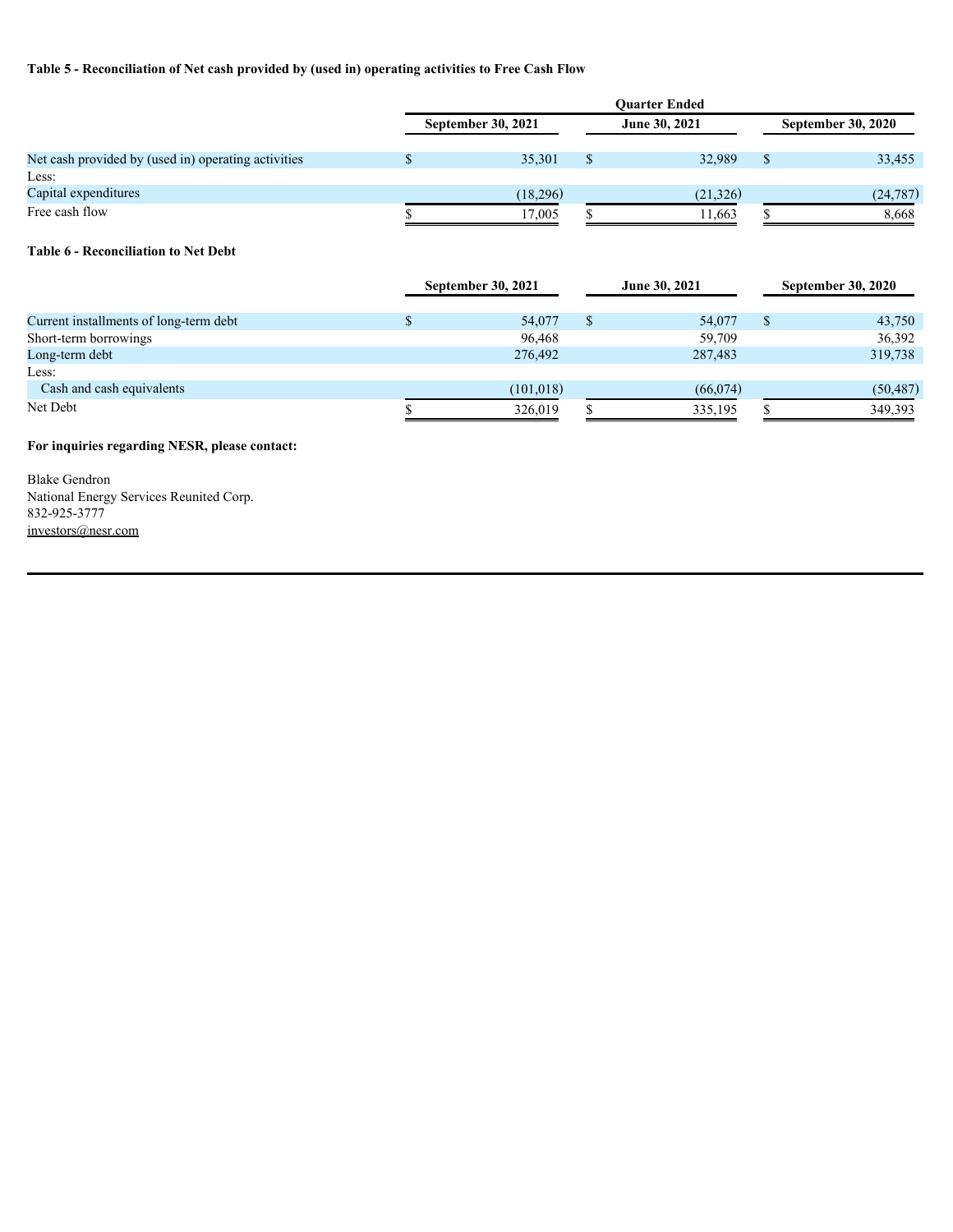**Table 5 - Reconciliation of Net cash provided by (used in) operating activities to Free Cash Flow**

| | Quarter Ended | | |
|---|---|---|---|
| | September 30, 2021 | June 30, 2021 | September 30, 2020 |
| Net cash provided by (used in) operating activities | $ 35,301 | $ 32,989 | $ 33,455 |
| Less: | | | |
| Capital expenditures | (18,296) | (21,326) | (24,787) |
| Free cash flow | $ 17,005 | $ 11,663 | $ 8,668 |

**Table 6 - Reconciliation to Net Debt**

| | September 30, 2021 | June 30, 2021 | September 30, 2020 |
|---|---|---|---|
| Current installments of long-term debt | $ 54,077 | $ 54,077 | $ 43,750 |
| Short-term borrowings | 96,468 | 59,709 | 36,392 |
| Long-term debt | 276,492 | 287,483 | 319,738 |
| Less: | | | |
| Cash and cash equivalents | (101,018) | (66,074) | (50,487) |
| Net Debt | $ 326,019 | $ 335,195 | $ 349,393 |

**For inquiries regarding NESR, please contact:**

Blake Gendron
National Energy Services Reunited Corp.
832-925-3777
investors@nesr.com